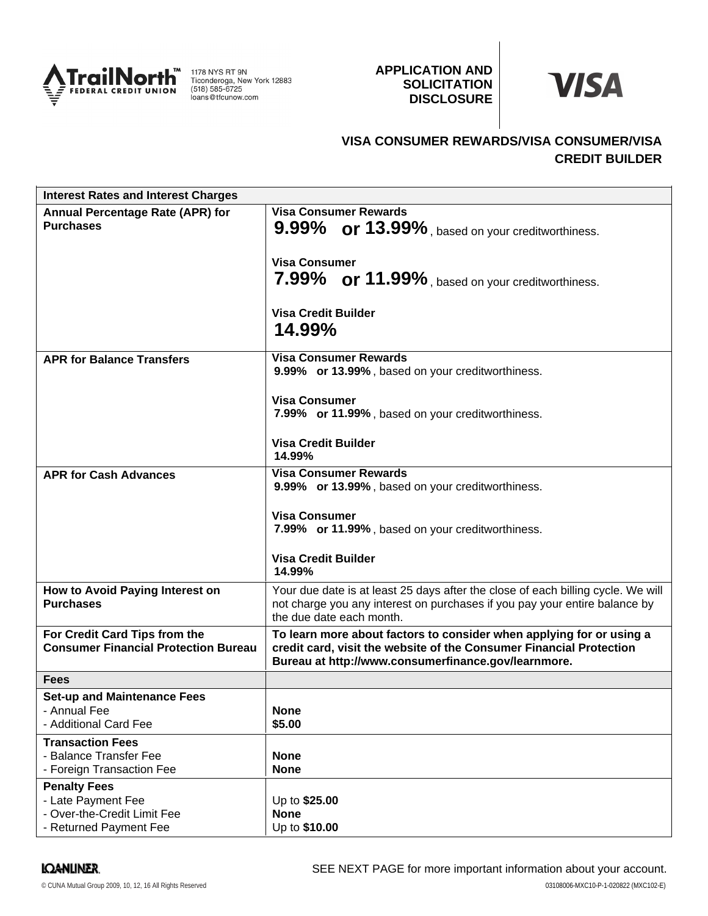TrailNorth™ FEDERAL CREDIT UNION
1178 NYS RT 9N
Ticonderoga, New York 12883
(518) 585-6725
loans@tfcunow.com

**APPLICATION AND SOLICITATION DISCLOSURE**

VISA

## VISA CONSUMER REWARDS/VISA CONSUMER/VISA CREDIT BUILDER

| **Interest Rates and Interest Charges** | |
|---|---|
| **Annual Percentage Rate (APR) for Purchases** | **Visa Consumer Rewards**<br>**9.99% or 13.99%**, based on your creditworthiness.<br><br>**Visa Consumer**<br>**7.99% or 11.99%**, based on your creditworthiness.<br><br>**Visa Credit Builder**<br>**14.99%** |
| **APR for Balance Transfers** | **Visa Consumer Rewards**<br>**9.99% or 13.99%**, based on your creditworthiness.<br><br>**Visa Consumer**<br>**7.99% or 11.99%**, based on your creditworthiness.<br><br>**Visa Credit Builder**<br>**14.99%** |
| **APR for Cash Advances** | **Visa Consumer Rewards**<br>**9.99% or 13.99%**, based on your creditworthiness.<br><br>**Visa Consumer**<br>**7.99% or 11.99%**, based on your creditworthiness.<br><br>**Visa Credit Builder**<br>**14.99%** |
| **How to Avoid Paying Interest on Purchases** | Your due date is at least 25 days after the close of each billing cycle. We will not charge you any interest on purchases if you pay your entire balance by the due date each month. |
| **For Credit Card Tips from the Consumer Financial Protection Bureau** | **To learn more about factors to consider when applying for or using a credit card, visit the website of the Consumer Financial Protection Bureau at http://www.consumerfinance.gov/learnmore.** |
| **Fees** | |
| **Set-up and Maintenance Fees**<br>- Annual Fee<br>- Additional Card Fee | <br>**None**<br>**$5.00** |
| **Transaction Fees**<br>- Balance Transfer Fee<br>- Foreign Transaction Fee | <br>**None**<br>**None** |
| **Penalty Fees**<br>- Late Payment Fee<br>- Over-the-Credit Limit Fee<br>- Returned Payment Fee | <br>Up to **$25.00**<br>**None**<br>Up to **$10.00** |

SEE NEXT PAGE for more important information about your account.

© CUNA Mutual Group 2009, 10, 12, 16 All Rights Reserved

03108006-MXC10-P-1-020822 (MXC102-E)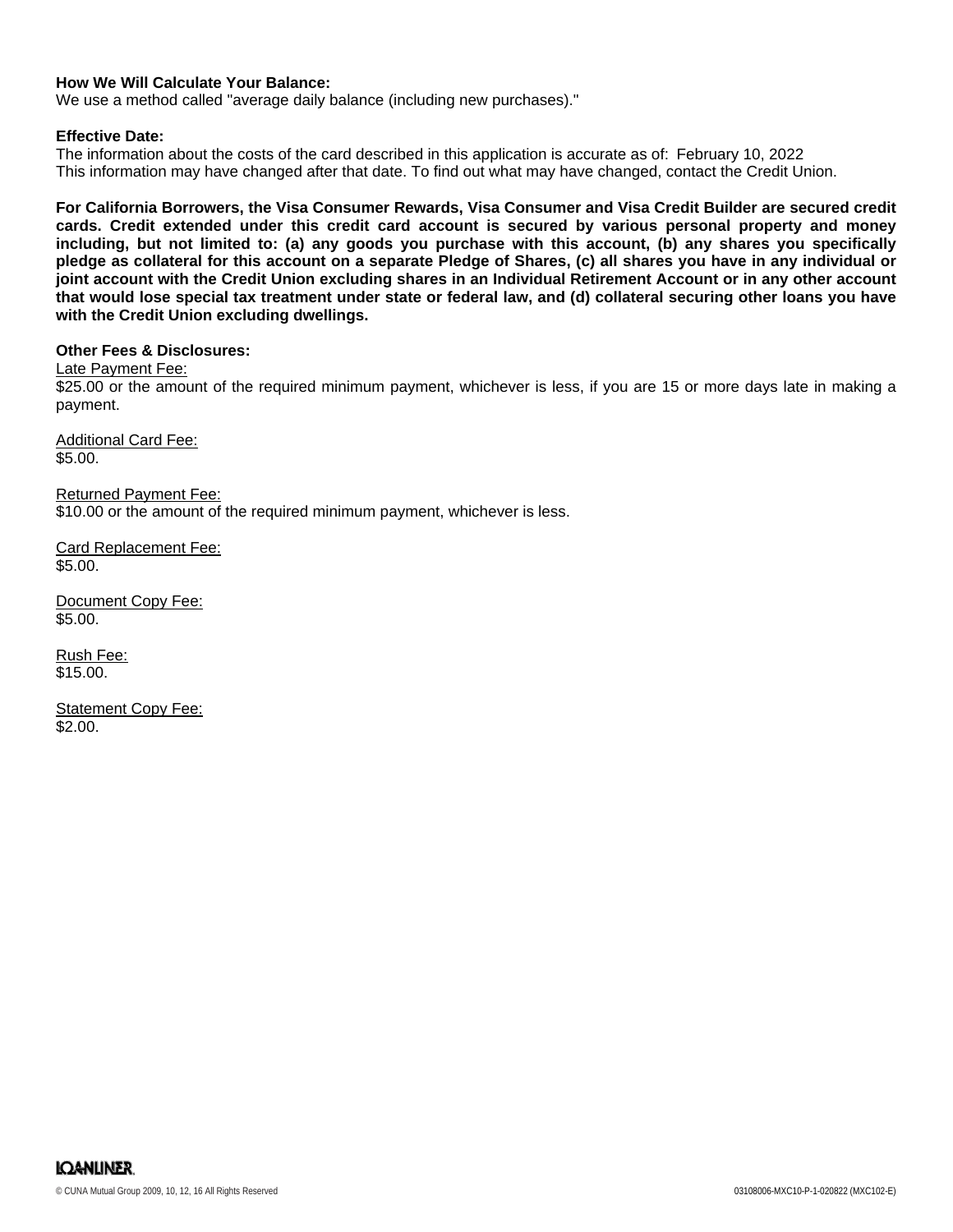**How We Will Calculate Your Balance:**
We use a method called "average daily balance (including new purchases)."

**Effective Date:**
The information about the costs of the card described in this application is accurate as of: February 10, 2022
This information may have changed after that date. To find out what may have changed, contact the Credit Union.

**For California Borrowers, the Visa Consumer Rewards, Visa Consumer and Visa Credit Builder are secured credit cards. Credit extended under this credit card account is secured by various personal property and money including, but not limited to: (a) any goods you purchase with this account, (b) any shares you specifically pledge as collateral for this account on a separate Pledge of Shares, (c) all shares you have in any individual or joint account with the Credit Union excluding shares in an Individual Retirement Account or in any other account that would lose special tax treatment under state or federal law, and (d) collateral securing other loans you have with the Credit Union excluding dwellings.**

**Other Fees & Disclosures:**

Late Payment Fee:
$25.00 or the amount of the required minimum payment, whichever is less, if you are 15 or more days late in making a payment.

Additional Card Fee:
$5.00.

Returned Payment Fee:
$10.00 or the amount of the required minimum payment, whichever is less.

Card Replacement Fee:
$5.00.

Document Copy Fee:
$5.00.

Rush Fee:
$15.00.

Statement Copy Fee:
$2.00.

LOANLINER.

© CUNA Mutual Group 2009, 10, 12, 16 All Rights Reserved

03108006-MXC10-P-1-020822 (MXC102-E)